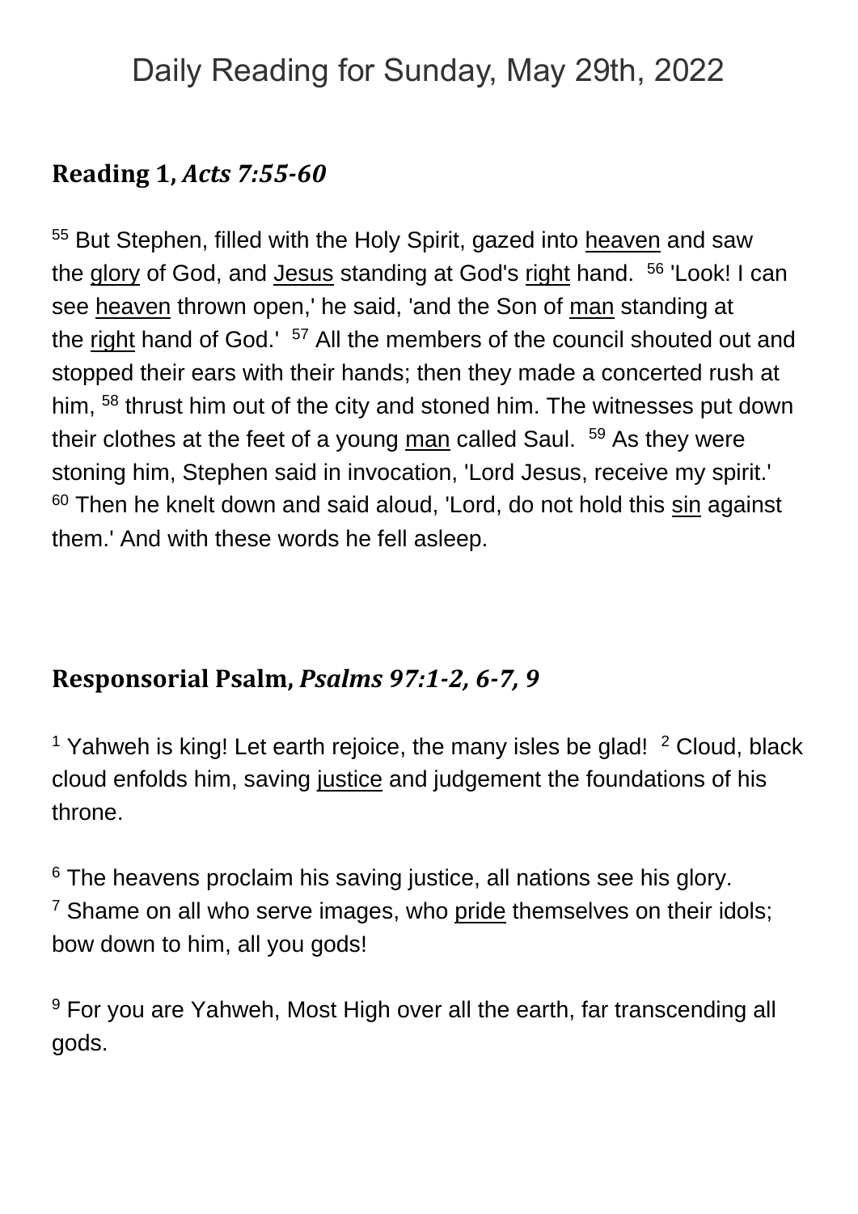# Daily Reading for Sunday, May 29th, 2022

## Reading 1, *Acts 7:55-60*

[55] But Stephen, filled with the Holy Spirit, gazed into heaven and saw the glory of God, and Jesus standing at God's right hand. [56] 'Look! I can see heaven thrown open,' he said, 'and the Son of man standing at the right hand of God.' [57] All the members of the council shouted out and stopped their ears with their hands; then they made a concerted rush at him, [58] thrust him out of the city and stoned him. The witnesses put down their clothes at the feet of a young man called Saul. [59] As they were stoning him, Stephen said in invocation, 'Lord Jesus, receive my spirit.' [60] Then he knelt down and said aloud, 'Lord, do not hold this sin against them.' And with these words he fell asleep.

## Responsorial Psalm, *Psalms 97:1-2, 6-7, 9*

[1] Yahweh is king! Let earth rejoice, the many isles be glad! [2] Cloud, black cloud enfolds him, saving justice and judgement the foundations of his throne.

[6] The heavens proclaim his saving justice, all nations see his glory. [7] Shame on all who serve images, who pride themselves on their idols; bow down to him, all you gods!

[9] For you are Yahweh, Most High over all the earth, far transcending all gods.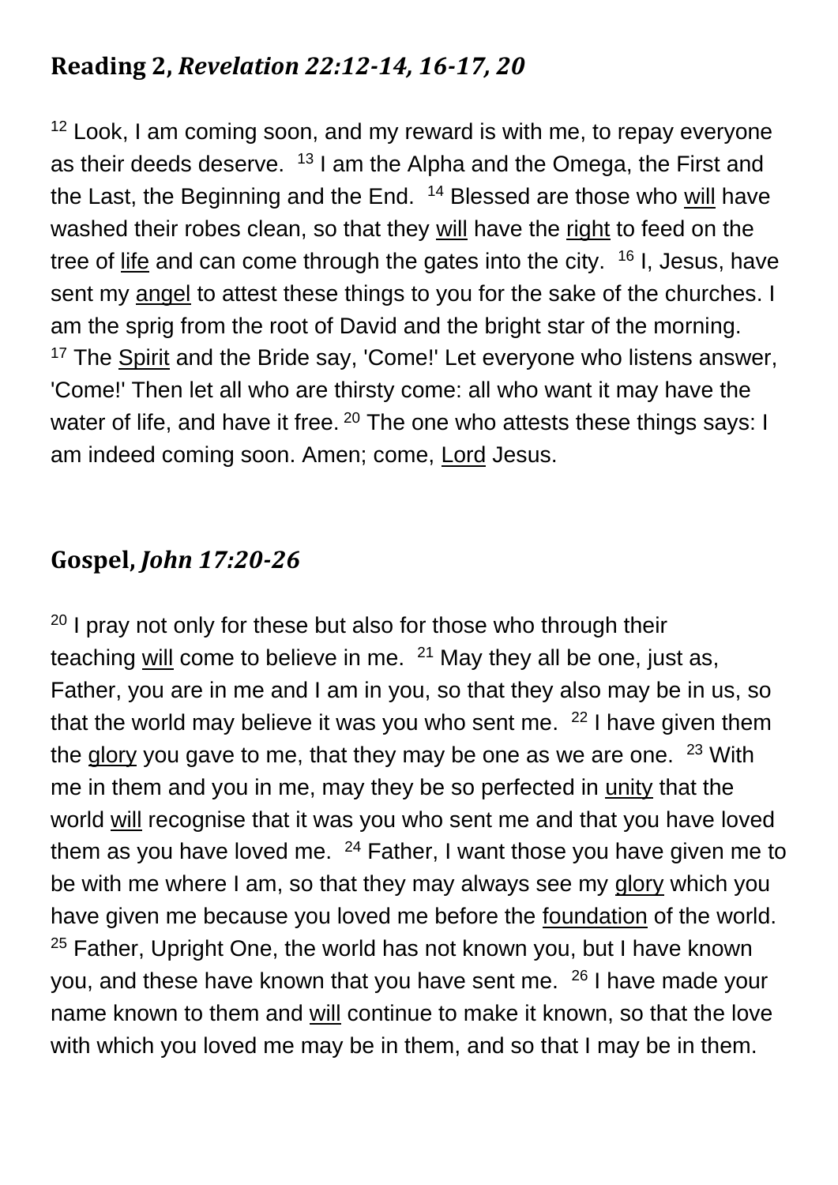## **Reading 2,** ***Revelation 22:12-14, 16-17, 20***

[12] Look, I am coming soon, and my reward is with me, to repay everyone as their deeds deserve. [13] I am the Alpha and the Omega, the First and the Last, the Beginning and the End. [14] Blessed are those who will have washed their robes clean, so that they will have the right to feed on the tree of life and can come through the gates into the city. [16] I, Jesus, have sent my angel to attest these things to you for the sake of the churches. I am the sprig from the root of David and the bright star of the morning. [17] The Spirit and the Bride say, 'Come!' Let everyone who listens answer, 'Come!' Then let all who are thirsty come: all who want it may have the water of life, and have it free. [20] The one who attests these things says: I am indeed coming soon. Amen; come, Lord Jesus.

## **Gospel,** ***John 17:20-26***

[20] I pray not only for these but also for those who through their teaching will come to believe in me. [21] May they all be one, just as, Father, you are in me and I am in you, so that they also may be in us, so that the world may believe it was you who sent me. [22] I have given them the glory you gave to me, that they may be one as we are one. [23] With me in them and you in me, may they be so perfected in unity that the world will recognise that it was you who sent me and that you have loved them as you have loved me. [24] Father, I want those you have given me to be with me where I am, so that they may always see my glory which you have given me because you loved me before the foundation of the world. [25] Father, Upright One, the world has not known you, but I have known you, and these have known that you have sent me. [26] I have made your name known to them and will continue to make it known, so that the love with which you loved me may be in them, and so that I may be in them.